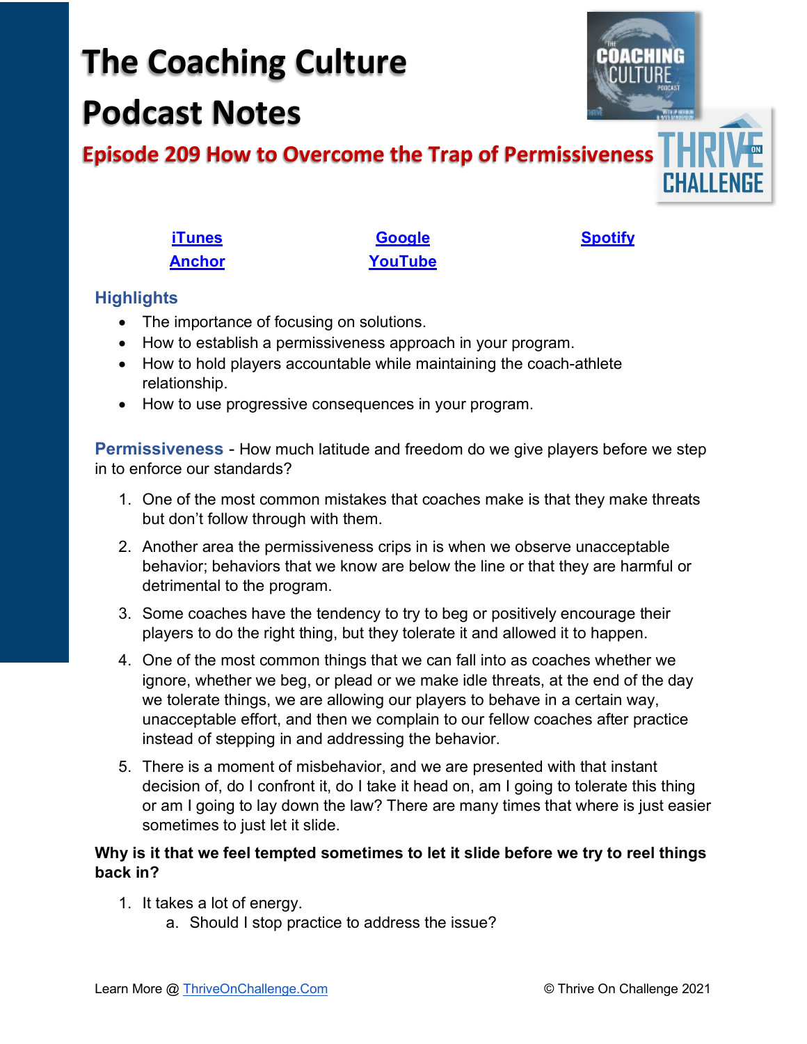# The Coaching Culture Podcast Notes

## Episode 209 How to Overcome the Trap of Permissiveness

[iTunes](#) [Google](#) [Spotify](#)
[Anchor](#) [YouTube](#)

### Highlights

- The importance of focusing on solutions.
- How to establish a permissiveness approach in your program.
- How to hold players accountable while maintaining the coach-athlete relationship.
- How to use progressive consequences in your program.

**Permissiveness** - How much latitude and freedom do we give players before we step in to enforce our standards?

1. One of the most common mistakes that coaches make is that they make threats but don't follow through with them.
2. Another area the permissiveness crips in is when we observe unacceptable behavior; behaviors that we know are below the line or that they are harmful or detrimental to the program.
3. Some coaches have the tendency to try to beg or positively encourage their players to do the right thing, but they tolerate it and allowed it to happen.
4. One of the most common things that we can fall into as coaches whether we ignore, whether we beg, or plead or we make idle threats, at the end of the day we tolerate things, we are allowing our players to behave in a certain way, unacceptable effort, and then we complain to our fellow coaches after practice instead of stepping in and addressing the behavior.
5. There is a moment of misbehavior, and we are presented with that instant decision of, do I confront it, do I take it head on, am I going to tolerate this thing or am I going to lay down the law? There are many times that where is just easier sometimes to just let it slide.

**Why is it that we feel tempted sometimes to let it slide before we try to reel things back in?**

1. It takes a lot of energy.
   a. Should I stop practice to address the issue?

Learn More @ [ThriveOnChallenge.Com](https://ThriveOnChallenge.Com) © Thrive On Challenge 2021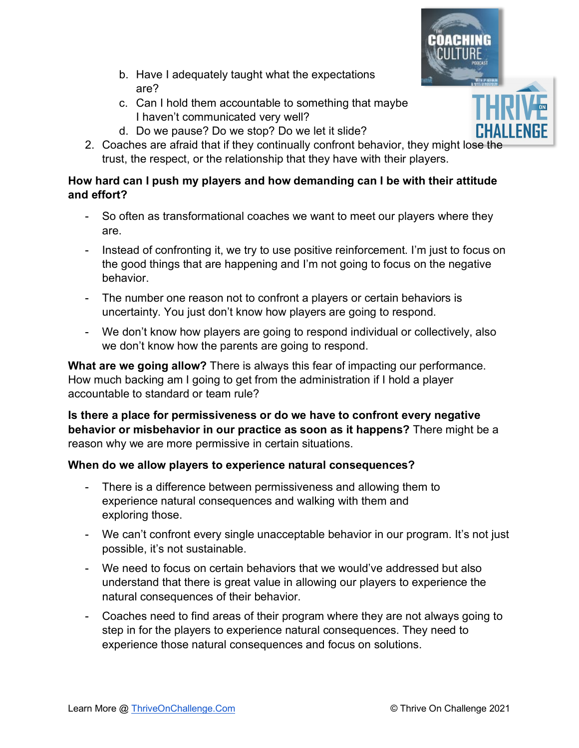b. Have I adequately taught what the expectations are?
   c. Can I hold them accountable to something that maybe I haven't communicated very well?
   d. Do we pause? Do we stop? Do we let it slide?
2. Coaches are afraid that if they continually confront behavior, they might lose the trust, the respect, or the relationship that they have with their players.

**How hard can I push my players and how demanding can I be with their attitude and effort?**

- So often as transformational coaches we want to meet our players where they are.
- Instead of confronting it, we try to use positive reinforcement. I'm just to focus on the good things that are happening and I'm not going to focus on the negative behavior.
- The number one reason not to confront a players or certain behaviors is uncertainty. You just don't know how players are going to respond.
- We don't know how players are going to respond individual or collectively, also we don't know how the parents are going to respond.

**What are we going allow?** There is always this fear of impacting our performance. How much backing am I going to get from the administration if I hold a player accountable to standard or team rule?

**Is there a place for permissiveness or do we have to confront every negative behavior or misbehavior in our practice as soon as it happens?** There might be a reason why we are more permissive in certain situations.

**When do we allow players to experience natural consequences?**

- There is a difference between permissiveness and allowing them to experience natural consequences and walking with them and exploring those.
- We can't confront every single unacceptable behavior in our program. It's not just possible, it's not sustainable.
- We need to focus on certain behaviors that we would've addressed but also understand that there is great value in allowing our players to experience the natural consequences of their behavior.
- Coaches need to find areas of their program where they are not always going to step in for the players to experience natural consequences. They need to experience those natural consequences and focus on solutions.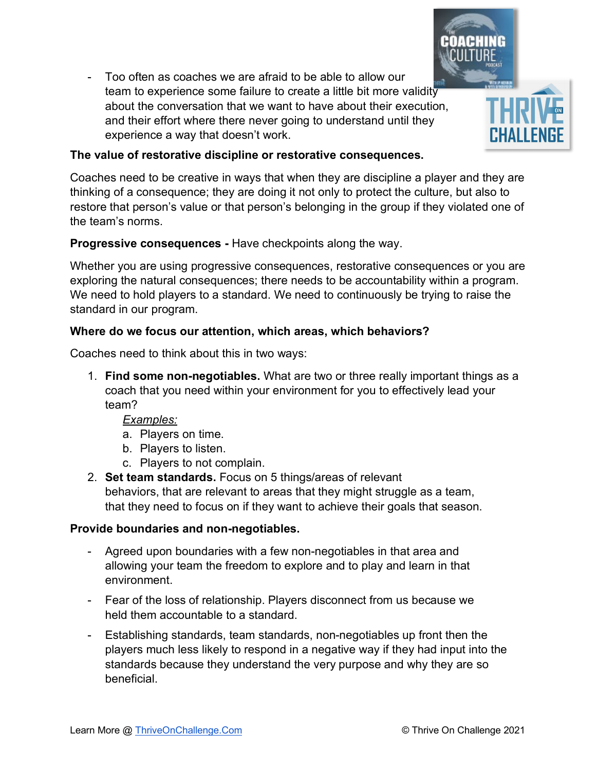- Too often as coaches we are afraid to be able to allow our team to experience some failure to create a little bit more validity about the conversation that we want to have about their execution, and their effort where there never going to understand until they experience a way that doesn't work.

**The value of restorative discipline or restorative consequences.**

Coaches need to be creative in ways that when they are discipline a player and they are thinking of a consequence; they are doing it not only to protect the culture, but also to restore that person's value or that person's belonging in the group if they violated one of the team's norms.

**Progressive consequences -** Have checkpoints along the way.

Whether you are using progressive consequences, restorative consequences or you are exploring the natural consequences; there needs to be accountability within a program. We need to hold players to a standard. We need to continuously be trying to raise the standard in our program.

**Where do we focus our attention, which areas, which behaviors?**

Coaches need to think about this in two ways:

1. **Find some non-negotiables.** What are two or three really important things as a coach that you need within your environment for you to effectively lead your team?

   _Examples:_
   a. Players on time.
   b. Players to listen.
   c. Players to not complain.
2. **Set team standards.** Focus on 5 things/areas of relevant behaviors, that are relevant to areas that they might struggle as a team, that they need to focus on if they want to achieve their goals that season.

**Provide boundaries and non-negotiables.**

- Agreed upon boundaries with a few non-negotiables in that area and allowing your team the freedom to explore and to play and learn in that environment.
- Fear of the loss of relationship. Players disconnect from us because we held them accountable to a standard.
- Establishing standards, team standards, non-negotiables up front then the players much less likely to respond in a negative way if they had input into the standards because they understand the very purpose and why they are so beneficial.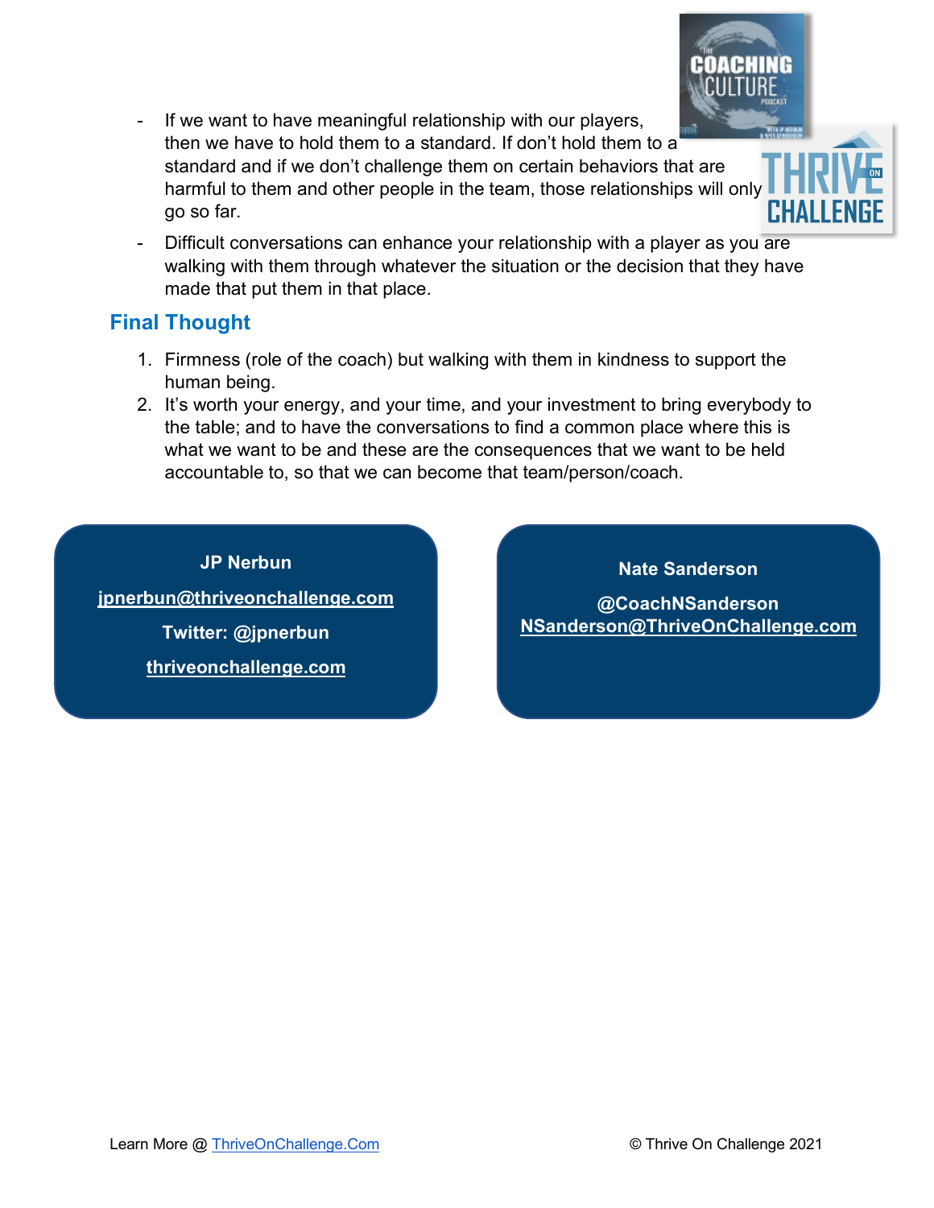- If we want to have meaningful relationship with our players, then we have to hold them to a standard. If don't hold them to a standard and if we don't challenge them on certain behaviors that are harmful to them and other people in the team, those relationships will only go so far.
- Difficult conversations can enhance your relationship with a player as you are walking with them through whatever the situation or the decision that they have made that put them in that place.

## Final Thought

1. Firmness (role of the coach) but walking with them in kindness to support the human being.
2. It's worth your energy, and your time, and your investment to bring everybody to the table; and to have the conversations to find a common place where this is what we want to be and these are the consequences that we want to be held accountable to, so that we can become that team/person/coach.

**JP Nerbun**

**jpnerbun@thriveonchallenge.com**

**Twitter: @jpnerbun**

**thriveonchallenge.com**

**Nate Sanderson**

**@CoachNSanderson**

**NSanderson@ThriveOnChallenge.com**

Learn More @ ThriveOnChallenge.Com

© Thrive On Challenge 2021